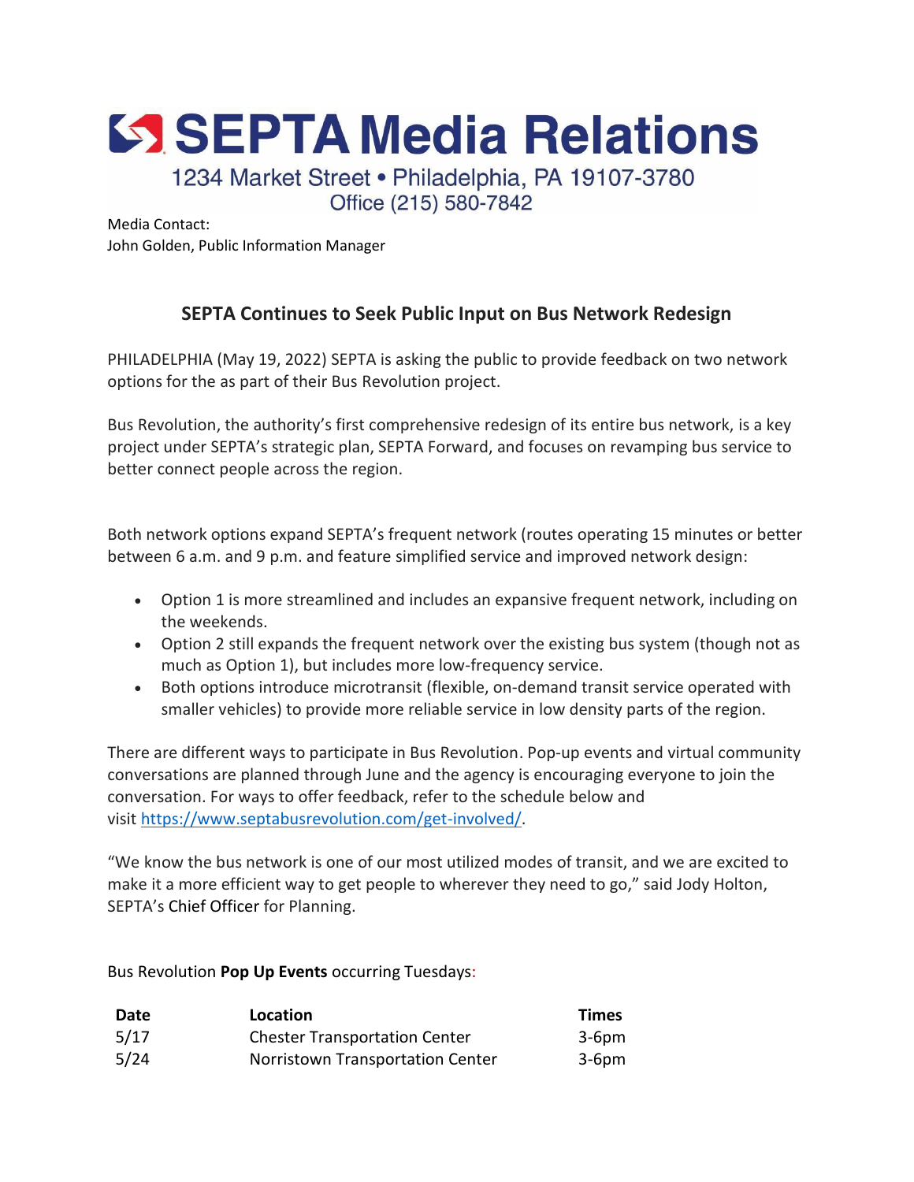# SEPTA Media Relations

1234 Market Street • Philadelphia, PA 19107-3780
Office (215) 580-7842

Media Contact:
John Golden, Public Information Manager

## SEPTA Continues to Seek Public Input on Bus Network Redesign

PHILADELPHIA (May 19, 2022) SEPTA is asking the public to provide feedback on two network options for the as part of their Bus Revolution project.

Bus Revolution, the authority's first comprehensive redesign of its entire bus network, is a key project under SEPTA's strategic plan, SEPTA Forward, and focuses on revamping bus service to better connect people across the region.

Both network options expand SEPTA's frequent network (routes operating 15 minutes or better between 6 a.m. and 9 p.m. and feature simplified service and improved network design:

- Option 1 is more streamlined and includes an expansive frequent network, including on the weekends.
- Option 2 still expands the frequent network over the existing bus system (though not as much as Option 1), but includes more low-frequency service.
- Both options introduce microtransit (flexible, on-demand transit service operated with smaller vehicles) to provide more reliable service in low density parts of the region.

There are different ways to participate in Bus Revolution. Pop-up events and virtual community conversations are planned through June and the agency is encouraging everyone to join the conversation. For ways to offer feedback, refer to the schedule below and visit https://www.septabusrevolution.com/get-involved/.

"We know the bus network is one of our most utilized modes of transit, and we are excited to make it a more efficient way to get people to wherever they need to go," said Jody Holton, SEPTA's Chief Officer for Planning.

Bus Revolution **Pop Up Events** occurring Tuesdays:

| Date | Location | Times |
|---|---|---|
| 5/17 | Chester Transportation Center | 3-6pm |
| 5/24 | Norristown Transportation Center | 3-6pm |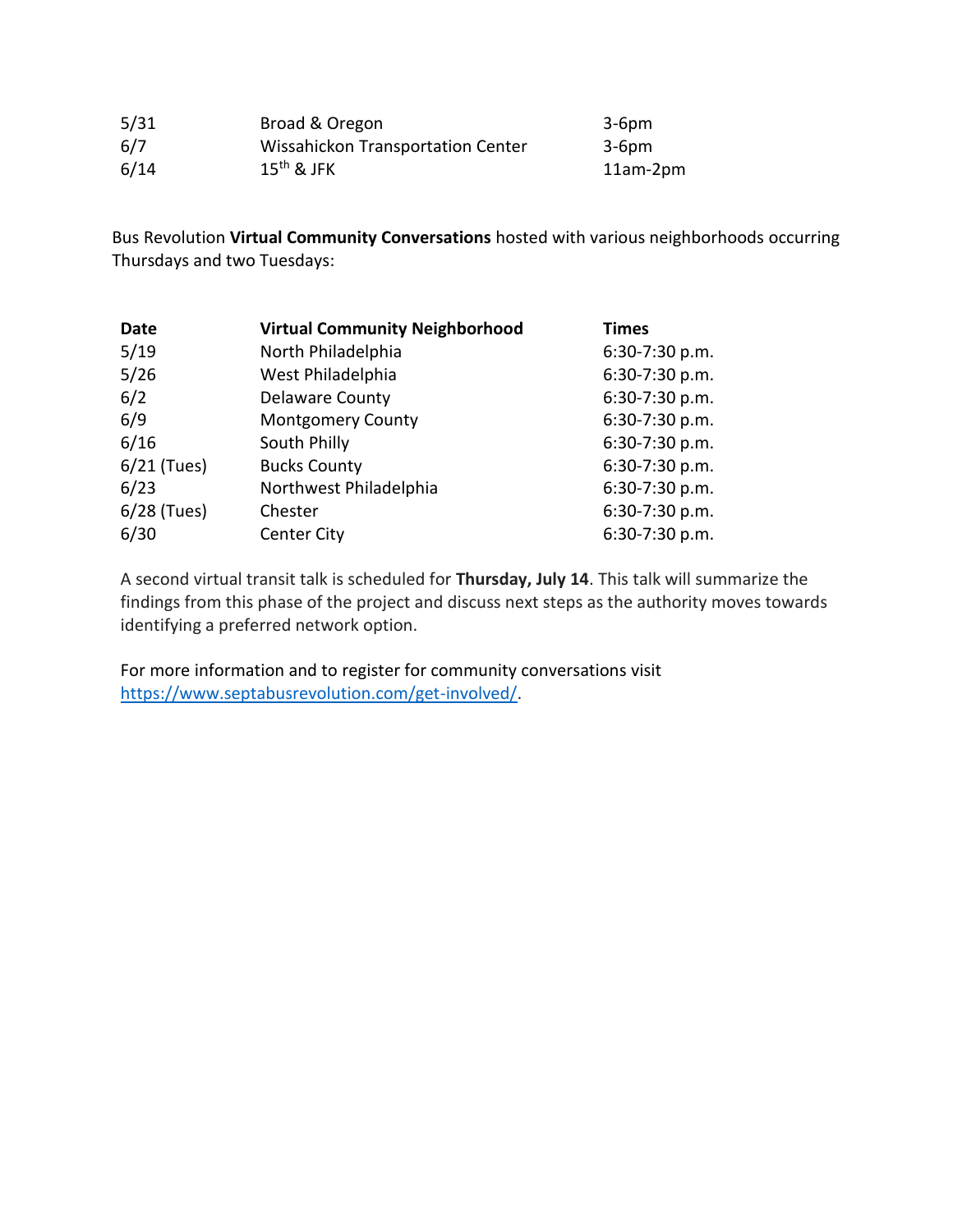| | | |
|---|---|---|
| 5/31 | Broad & Oregon | 3-6pm |
| 6/7 | Wissahickon Transportation Center | 3-6pm |
| 6/14 | 15th & JFK | 11am-2pm |

Bus Revolution **Virtual Community Conversations** hosted with various neighborhoods occurring Thursdays and two Tuesdays:

| **Date** | **Virtual Community Neighborhood** | **Times** |
|---|---|---|
| 5/19 | North Philadelphia | 6:30-7:30 p.m. |
| 5/26 | West Philadelphia | 6:30-7:30 p.m. |
| 6/2 | Delaware County | 6:30-7:30 p.m. |
| 6/9 | Montgomery County | 6:30-7:30 p.m. |
| 6/16 | South Philly | 6:30-7:30 p.m. |
| 6/21 (Tues) | Bucks County | 6:30-7:30 p.m. |
| 6/23 | Northwest Philadelphia | 6:30-7:30 p.m. |
| 6/28 (Tues) | Chester | 6:30-7:30 p.m. |
| 6/30 | Center City | 6:30-7:30 p.m. |

A second virtual transit talk is scheduled for **Thursday, July 14**. This talk will summarize the findings from this phase of the project and discuss next steps as the authority moves towards identifying a preferred network option.

For more information and to register for community conversations visit https://www.septabusrevolution.com/get-involved/.